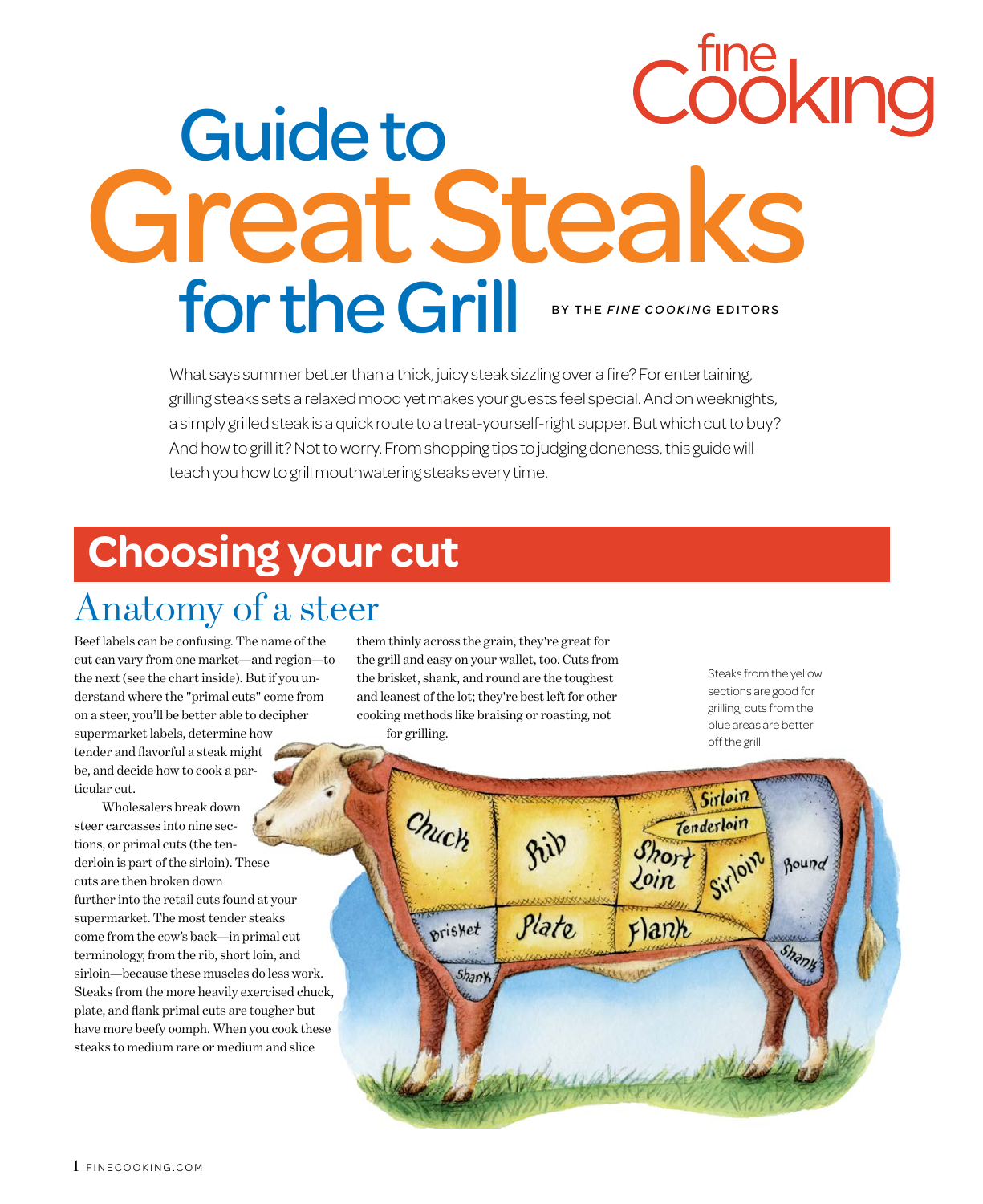fine Cooking

# Guide to Great Steaks for the Grill

BY THE *FINE COOKING* EDITORS

What says summer better than a thick, juicy steak sizzling over a fire? For entertaining, grilling steaks sets a relaxed mood yet makes your guests feel special. And on weeknights, a simply grilled steak is a quick route to a treat-yourself-right supper. But which cut to buy? And how to grill it? Not to worry. From shopping tips to judging doneness, this guide will teach you how to grill mouthwatering steaks every time.

## Choosing your cut

### Anatomy of a steer

Beef labels can be confusing. The name of the cut can vary from one market—and region—to the next (see the chart inside). But if you understand where the "primal cuts" come from on a steer, you'll be better able to decipher supermarket labels, determine how tender and flavorful a steak might be, and decide how to cook a particular cut.

Wholesalers break down steer carcasses into nine sections, or primal cuts (the tenderloin is part of the sirloin). These cuts are then broken down further into the retail cuts found at your supermarket. The most tender steaks come from the cow's back—in primal cut terminology, from the rib, short loin, and sirloin—because these muscles do less work. Steaks from the more heavily exercised chuck, plate, and flank primal cuts are tougher but have more beefy oomph. When you cook these steaks to medium rare or medium and slice them thinly across the grain, they're great for the grill and easy on your wallet, too. Cuts from the brisket, shank, and round are the toughest and leanest of the lot; they're best left for other cooking methods like braising or roasting, not for grilling.

Steaks from the yellow sections are good for grilling; cuts from the blue areas are better off the grill.

Chuck, Rib, Short Loin, Sirloin, Tenderloin, Sirloin, Round, Brisket, Plate, Flank, Shank, Shank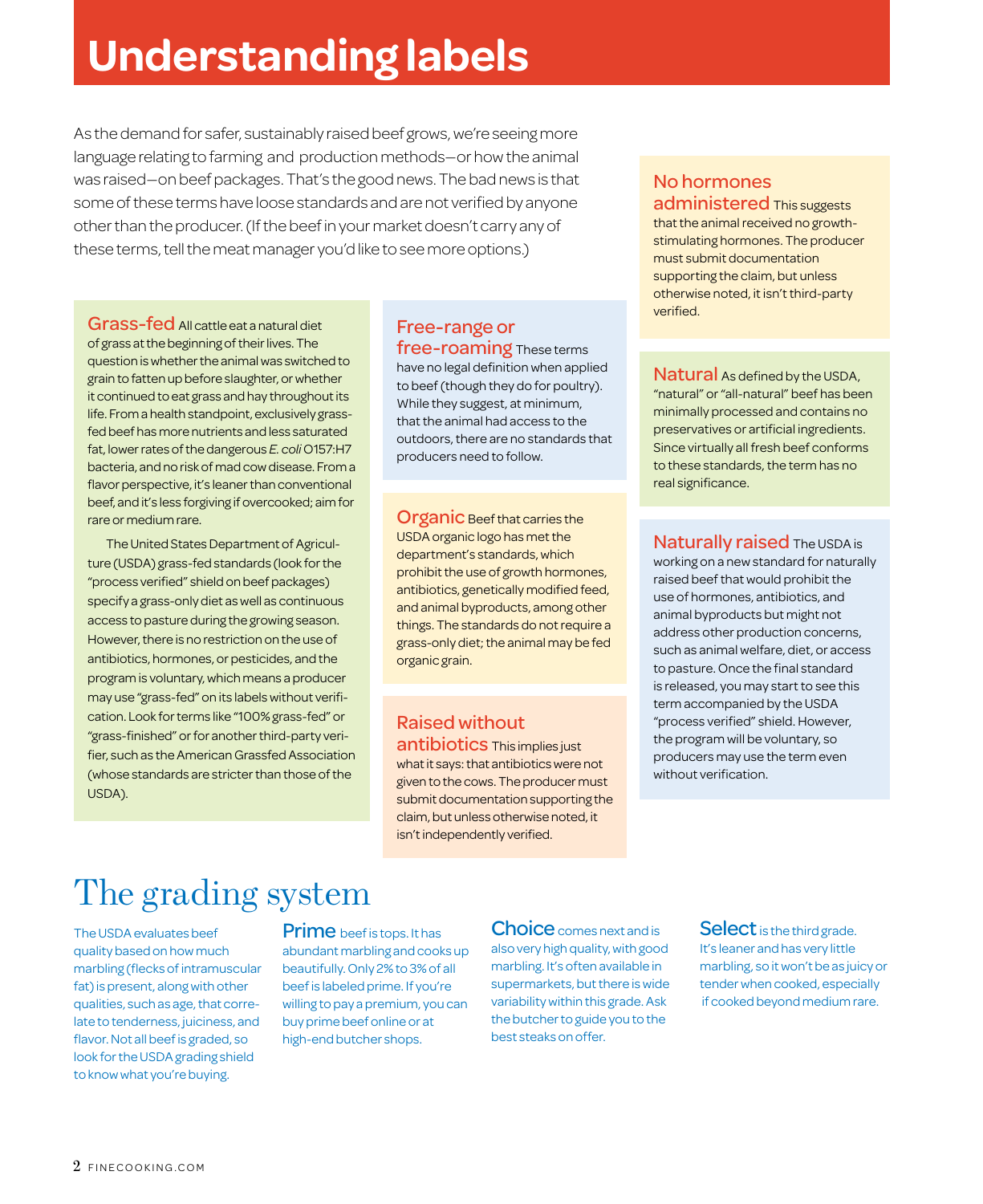# Understanding labels

As the demand for safer, sustainably raised beef grows, we're seeing more language relating to farming and production methods—or how the animal was raised—on beef packages. That's the good news. The bad news is that some of these terms have loose standards and are not verified by anyone other than the producer. (If the beef in your market doesn't carry any of these terms, tell the meat manager you'd like to see more options.)

**Grass-fed** All cattle eat a natural diet of grass at the beginning of their lives. The question is whether the animal was switched to grain to fatten up before slaughter, or whether it continued to eat grass and hay throughout its life. From a health standpoint, exclusively grass-fed beef has more nutrients and less saturated fat, lower rates of the dangerous *E. coli* O157:H7 bacteria, and no risk of mad cow disease. From a flavor perspective, it's leaner than conventional beef, and it's less forgiving if overcooked; aim for rare or medium rare.

The United States Department of Agriculture (USDA) grass-fed standards (look for the "process verified" shield on beef packages) specify a grass-only diet as well as continuous access to pasture during the growing season. However, there is no restriction on the use of antibiotics, hormones, or pesticides, and the program is voluntary, which means a producer may use "grass-fed" on its labels without verification. Look for terms like "100% grass-fed" or "grass-finished" or for another third-party verifier, such as the American Grassfed Association (whose standards are stricter than those of the USDA).

**Free-range or free-roaming** These terms have no legal definition when applied to beef (though they do for poultry). While they suggest, at minimum, that the animal had access to the outdoors, there are no standards that producers need to follow.

**Organic** Beef that carries the USDA organic logo has met the department's standards, which prohibit the use of growth hormones, antibiotics, genetically modified feed, and animal byproducts, among other things. The standards do not require a grass-only diet; the animal may be fed organic grain.

**Raised without antibiotics** This implies just what it says: that antibiotics were not given to the cows. The producer must submit documentation supporting the claim, but unless otherwise noted, it isn't independently verified.

**No hormones administered** This suggests that the animal received no growth-stimulating hormones. The producer must submit documentation supporting the claim, but unless otherwise noted, it isn't third-party verified.

**Natural** As defined by the USDA, "natural" or "all-natural" beef has been minimally processed and contains no preservatives or artificial ingredients. Since virtually all fresh beef conforms to these standards, the term has no real significance.

**Naturally raised** The USDA is working on a new standard for naturally raised beef that would prohibit the use of hormones, antibiotics, and animal byproducts but might not address other production concerns, such as animal welfare, diet, or access to pasture. Once the final standard is released, you may start to see this term accompanied by the USDA "process verified" shield. However, the program will be voluntary, so producers may use the term even without verification.

## The grading system

The USDA evaluates beef quality based on how much marbling (flecks of intramuscular fat) is present, along with other qualities, such as age, that correlate to tenderness, juiciness, and flavor. Not all beef is graded, so look for the USDA grading shield to know what you're buying.

**Prime** beef is tops. It has abundant marbling and cooks up beautifully. Only 2% to 3% of all beef is labeled prime. If you're willing to pay a premium, you can buy prime beef online or at high-end butcher shops.

**Choice** comes next and is also very high quality, with good marbling. It's often available in supermarkets, but there is wide variability within this grade. Ask the butcher to guide you to the best steaks on offer.

**Select** is the third grade. It's leaner and has very little marbling, so it won't be as juicy or tender when cooked, especially if cooked beyond medium rare.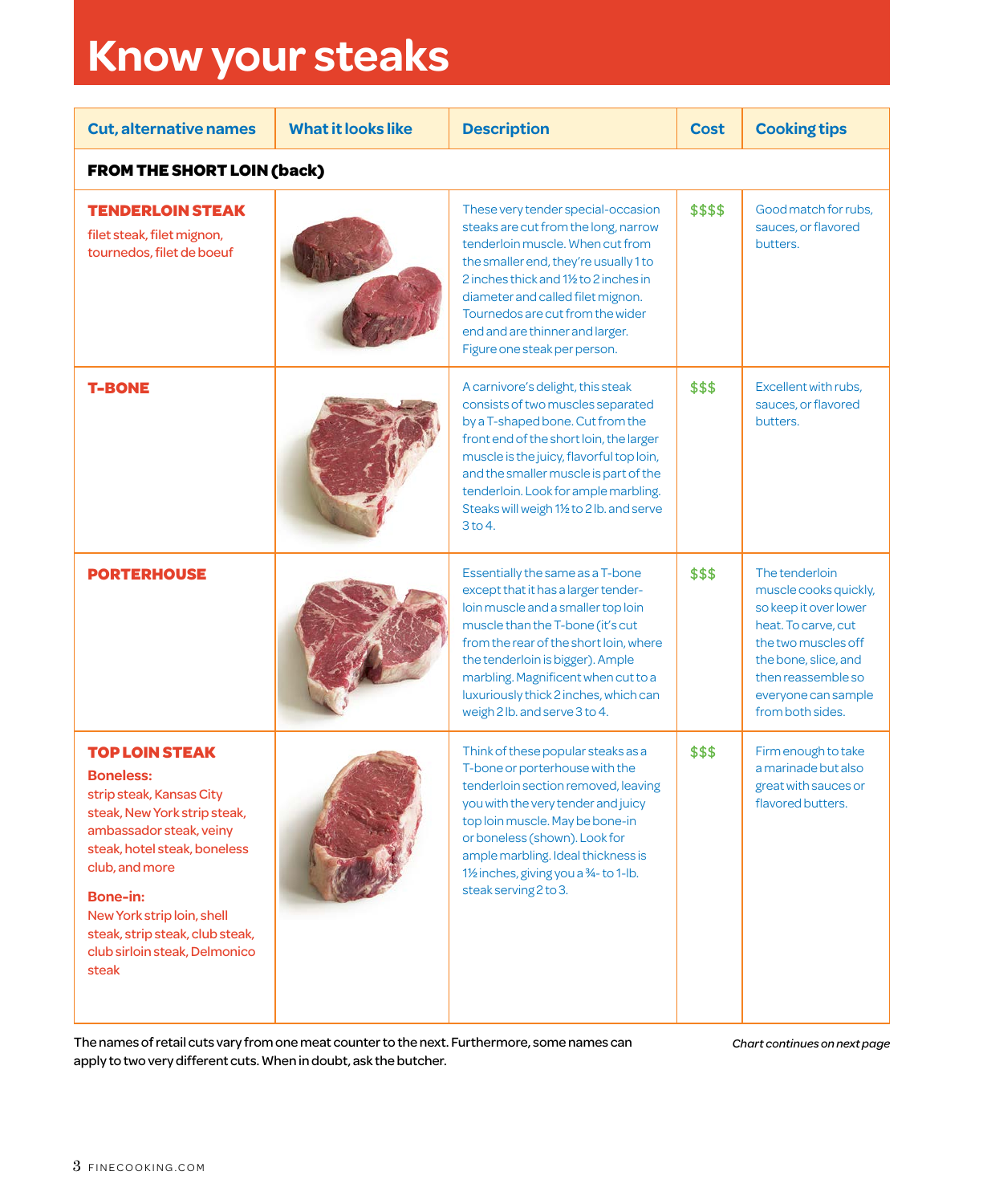# Know your steaks

| Cut, alternative names | What it looks like | Description | Cost | Cooking tips |
|---|---|---|---|---|
| **FROM THE SHORT LOIN (back)** | | | | |
| **TENDERLOIN STEAK** filet steak, filet mignon, tournedos, filet de boeuf | | These very tender special-occasion steaks are cut from the long, narrow tenderloin muscle. When cut from the smaller end, they're usually 1 to 2 inches thick and 1½ to 2 inches in diameter and called filet mignon. Tournedos are cut from the wider end and are thinner and larger. Figure one steak per person. | $$$$ | Good match for rubs, sauces, or flavored butters. |
| **T-BONE** | | A carnivore's delight, this steak consists of two muscles separated by a T-shaped bone. Cut from the front end of the short loin, the larger muscle is the juicy, flavorful top loin, and the smaller muscle is part of the tenderloin. Look for ample marbling. Steaks will weigh 1½ to 2 lb. and serve 3 to 4. | $$$ | Excellent with rubs, sauces, or flavored butters. |
| **PORTERHOUSE** | | Essentially the same as a T-bone except that it has a larger tenderloin muscle and a smaller top loin muscle than the T-bone (it's cut from the rear of the short loin, where the tenderloin is bigger). Ample marbling. Magnificent when cut to a luxuriously thick 2 inches, which can weigh 2 lb. and serve 3 to 4. | $$$ | The tenderloin muscle cooks quickly, so keep it over lower heat. To carve, cut the two muscles off the bone, slice, and then reassemble so everyone can sample from both sides. |
| **TOP LOIN STEAK** **Boneless:** strip steak, Kansas City steak, New York strip steak, ambassador steak, veiny steak, hotel steak, boneless club, and more **Bone-in:** New York strip loin, shell steak, strip steak, club steak, club sirloin steak, Delmonico steak | | Think of these popular steaks as a T-bone or porterhouse with the tenderloin section removed, leaving you with the very tender and juicy top loin muscle. May be bone-in or boneless (shown). Look for ample marbling. Ideal thickness is 1½ inches, giving you a ¾- to 1-lb. steak serving 2 to 3. | $$$ | Firm enough to take a marinade but also great with sauces or flavored butters. |

The names of retail cuts vary from one meat counter to the next. Furthermore, some names can apply to two very different cuts. When in doubt, ask the butcher.

*Chart continues on next page*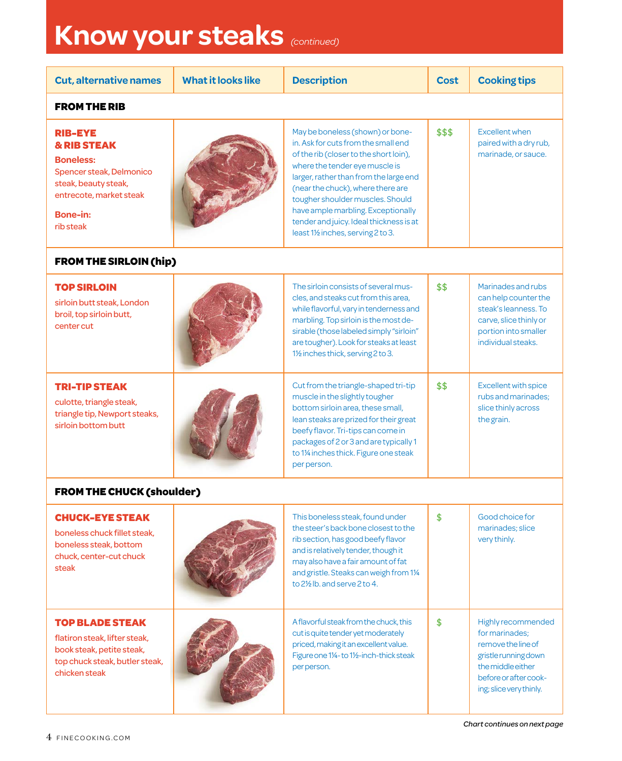# Know your steaks *(continued)*

| Cut, alternative names | What it looks like | Description | Cost | Cooking tips |
|---|---|---|---|---|
| **FROM THE RIB** | | | | |
| **RIB-EYE & RIB STEAK** **Boneless:** Spencer steak, Delmonico steak, beauty steak, entrecote, market steak **Bone-in:** rib steak | | May be boneless (shown) or bone-in. Ask for cuts from the small end of the rib (closer to the short loin), where the tender eye muscle is larger, rather than from the large end (near the chuck), where there are tougher shoulder muscles. Should have ample marbling. Exceptionally tender and juicy. Ideal thickness is at least 1½ inches, serving 2 to 3. | $$$ | Excellent when paired with a dry rub, marinade, or sauce. |
| **FROM THE SIRLOIN (hip)** | | | | |
| **TOP SIRLOIN** sirloin butt steak, London broil, top sirloin butt, center cut | | The sirloin consists of several muscles, and steaks cut from this area, while flavorful, vary in tenderness and marbling. Top sirloin is the most desirable (those labeled simply "sirloin" are tougher). Look for steaks at least 1½ inches thick, serving 2 to 3. | $$ | Marinades and rubs can help counter the steak's leanness. To carve, slice thinly or portion into smaller individual steaks. |
| **TRI-TIP STEAK** culotte, triangle steak, triangle tip, Newport steaks, sirloin bottom butt | | Cut from the triangle-shaped tri-tip muscle in the slightly tougher bottom sirloin area, these small, lean steaks are prized for their great beefy flavor. Tri-tips can come in packages of 2 or 3 and are typically 1 to 1¼ inches thick. Figure one steak per person. | $$ | Excellent with spice rubs and marinades; slice thinly across the grain. |
| **FROM THE CHUCK (shoulder)** | | | | |
| **CHUCK-EYE STEAK** boneless chuck fillet steak, boneless steak, bottom chuck, center-cut chuck steak | | This boneless steak, found under the steer's back bone closest to the rib section, has good beefy flavor and is relatively tender, though it may also have a fair amount of fat and gristle. Steaks can weigh from 1¼ to 2½ lb. and serve 2 to 4. | $ | Good choice for marinades; slice very thinly. |
| **TOP BLADE STEAK** flatiron steak, lifter steak, book steak, petite steak, top chuck steak, butler steak, chicken steak | | A flavorful steak from the chuck, this cut is quite tender yet moderately priced, making it an excellent value. Figure one 1¼- to 1½-inch-thick steak per person. | $ | Highly recommended for marinades; remove the line of gristle running down the middle either before or after cooking; slice very thinly. |

*Chart continues on next page*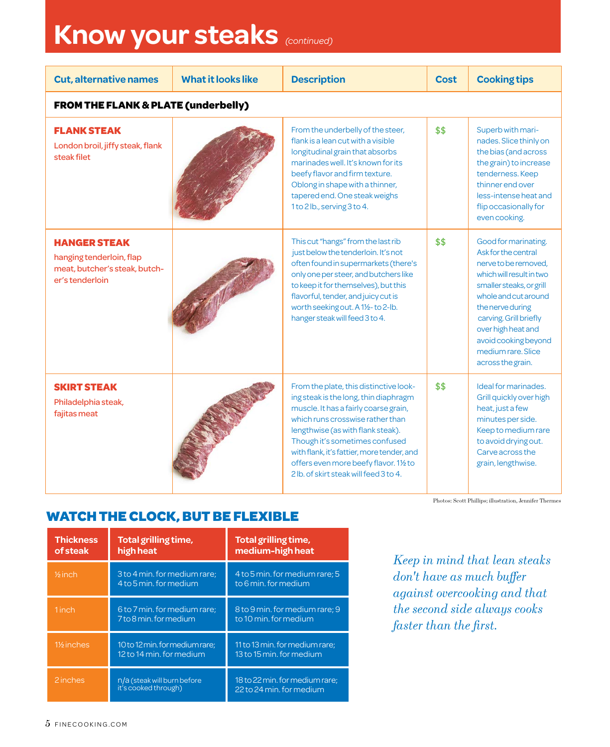# Know your steaks *(continued)*

| Cut, alternative names | What it looks like | Description | Cost | Cooking tips |
|---|---|---|---|---|
| **FROM THE FLANK & PLATE (underbelly)** | | | | |
| **FLANK STEAK** London broil, jiffy steak, flank steak filet | | From the underbelly of the steer, flank is a lean cut with a visible longitudinal grain that absorbs marinades well. It's known for its beefy flavor and firm texture. Oblong in shape with a thinner, tapered end. One steak weighs 1 to 2 lb., serving 3 to 4. | $$ | Superb with marinades. Slice thinly on the bias (and across the grain) to increase tenderness. Keep thinner end over less-intense heat and flip occasionally for even cooking. |
| **HANGER STEAK** hanging tenderloin, flap meat, butcher's steak, butcher's tenderloin | | This cut "hangs" from the last rib just below the tenderloin. It's not often found in supermarkets (there's only one per steer, and butchers like to keep it for themselves), but this flavorful, tender, and juicy cut is worth seeking out. A 1½- to 2-lb. hanger steak will feed 3 to 4. | $$ | Good for marinating. Ask for the central nerve to be removed, which will result in two smaller steaks, or grill whole and cut around the nerve during carving. Grill briefly over high heat and avoid cooking beyond medium rare. Slice across the grain. |
| **SKIRT STEAK** Philadelphia steak, fajitas meat | | From the plate, this distinctive looking steak is the long, thin diaphragm muscle. It has a fairly coarse grain, which runs crosswise rather than lengthwise (as with flank steak). Though it's sometimes confused with flank, it's fattier, more tender, and offers even more beefy flavor. 1½ to 2 lb. of skirt steak will feed 3 to 4. | $$ | Ideal for marinades. Grill quickly over high heat, just a few minutes per side. Keep to medium rare to avoid drying out. Carve across the grain, lengthwise. |

Photos: Scott Phillips; illustration, Jennifer Thermes

## WATCH THE CLOCK, BUT BE FLEXIBLE

| Thickness of steak | Total grilling time, high heat | Total grilling time, medium-high heat |
|---|---|---|
| ½ inch | 3 to 4 min. for medium rare; 4 to 5 min. for medium | 4 to 5 min. for medium rare; 5 to 6 min. for medium |
| 1 inch | 6 to 7 min. for medium rare; 7 to 8 min. for medium | 8 to 9 min. for medium rare; 9 to 10 min. for medium |
| 1½ inches | 10 to 12 min. for medium rare; 12 to 14 min. for medium | 11 to 13 min. for medium rare; 13 to 15 min. for medium |
| 2 inches | n/a (steak will burn before it's cooked through) | 18 to 22 min. for medium rare; 22 to 24 min. for medium |

*Keep in mind that lean steaks don't have as much buffer against overcooking and that the second side always cooks faster than the first.*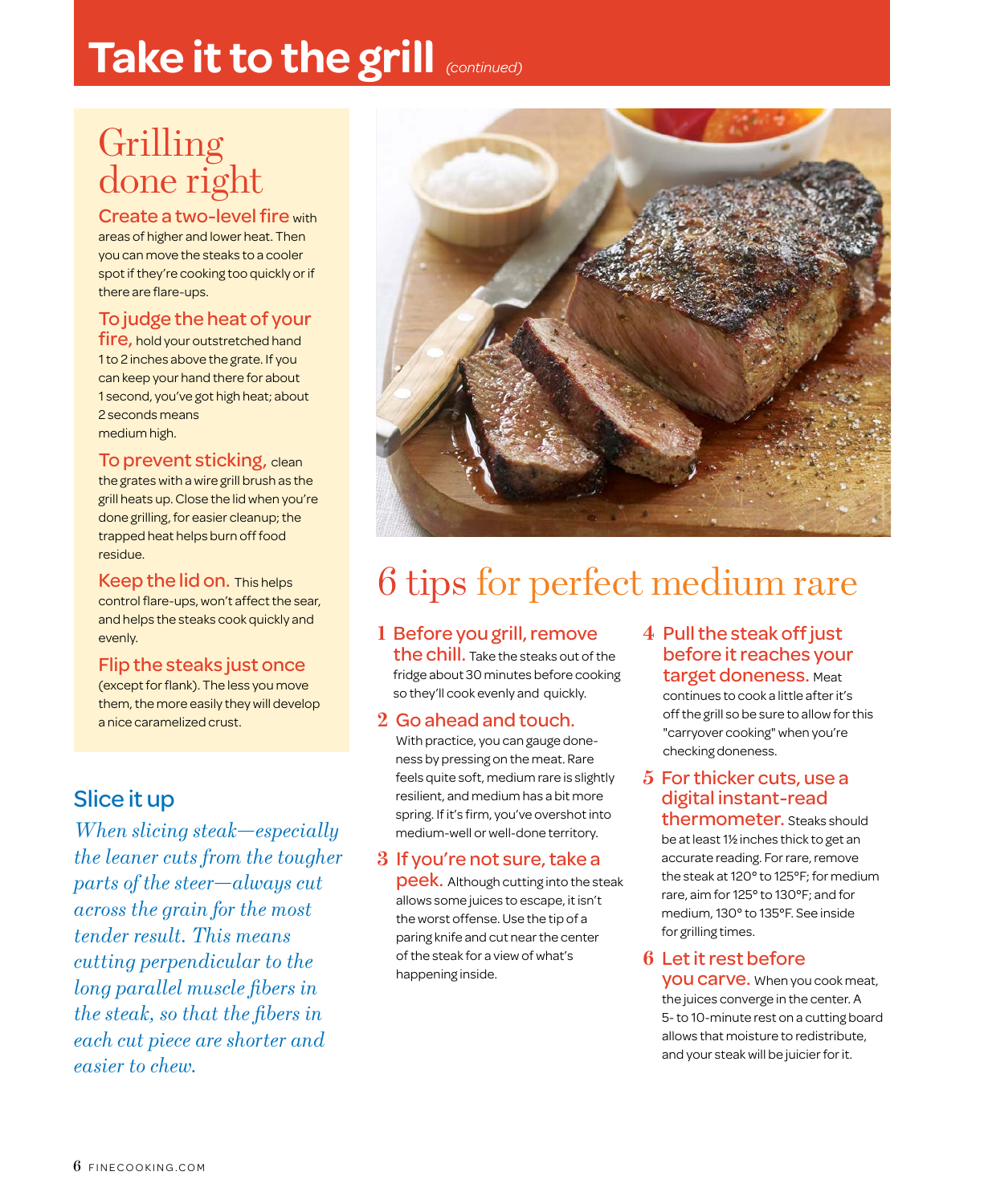# Take it to the grill *(continued)*

## Grilling done right

**Create a two-level fire** with areas of higher and lower heat. Then you can move the steaks to a cooler spot if they're cooking too quickly or if there are flare-ups.

**To judge the heat of your fire,** hold your outstretched hand 1 to 2 inches above the grate. If you can keep your hand there for about 1 second, you've got high heat; about 2 seconds means medium high.

**To prevent sticking,** clean the grates with a wire grill brush as the grill heats up. Close the lid when you're done grilling, for easier cleanup; the trapped heat helps burn off food residue.

**Keep the lid on.** This helps control flare-ups, won't affect the sear, and helps the steaks cook quickly and evenly.

**Flip the steaks just once** (except for flank). The less you move them, the more easily they will develop a nice caramelized crust.

## Slice it up

*When slicing steak—especially the leaner cuts from the tougher parts of the steer—always cut across the grain for the most tender result. This means cutting perpendicular to the long parallel muscle fibers in the steak, so that the fibers in each cut piece are shorter and easier to chew.*

## 6 tips for perfect medium rare

1. **Before you grill, remove the chill.** Take the steaks out of the fridge about 30 minutes before cooking so they'll cook evenly and quickly.

2. **Go ahead and touch.** With practice, you can gauge doneness by pressing on the meat. Rare feels quite soft, medium rare is slightly resilient, and medium has a bit more spring. If it's firm, you've overshot into medium-well or well-done territory.

3. **If you're not sure, take a peek.** Although cutting into the steak allows some juices to escape, it isn't the worst offense. Use the tip of a paring knife and cut near the center of the steak for a view of what's happening inside.

4. **Pull the steak off just before it reaches your target doneness.** Meat continues to cook a little after it's off the grill so be sure to allow for this "carryover cooking" when you're checking doneness.

5. **For thicker cuts, use a digital instant-read thermometer.** Steaks should be at least 1½ inches thick to get an accurate reading. For rare, remove the steak at 120° to 125°F; for medium rare, aim for 125° to 130°F; and for medium, 130° to 135°F. See inside for grilling times.

6. **Let it rest before you carve.** When you cook meat, the juices converge in the center. A 5- to 10-minute rest on a cutting board allows that moisture to redistribute, and your steak will be juicier for it.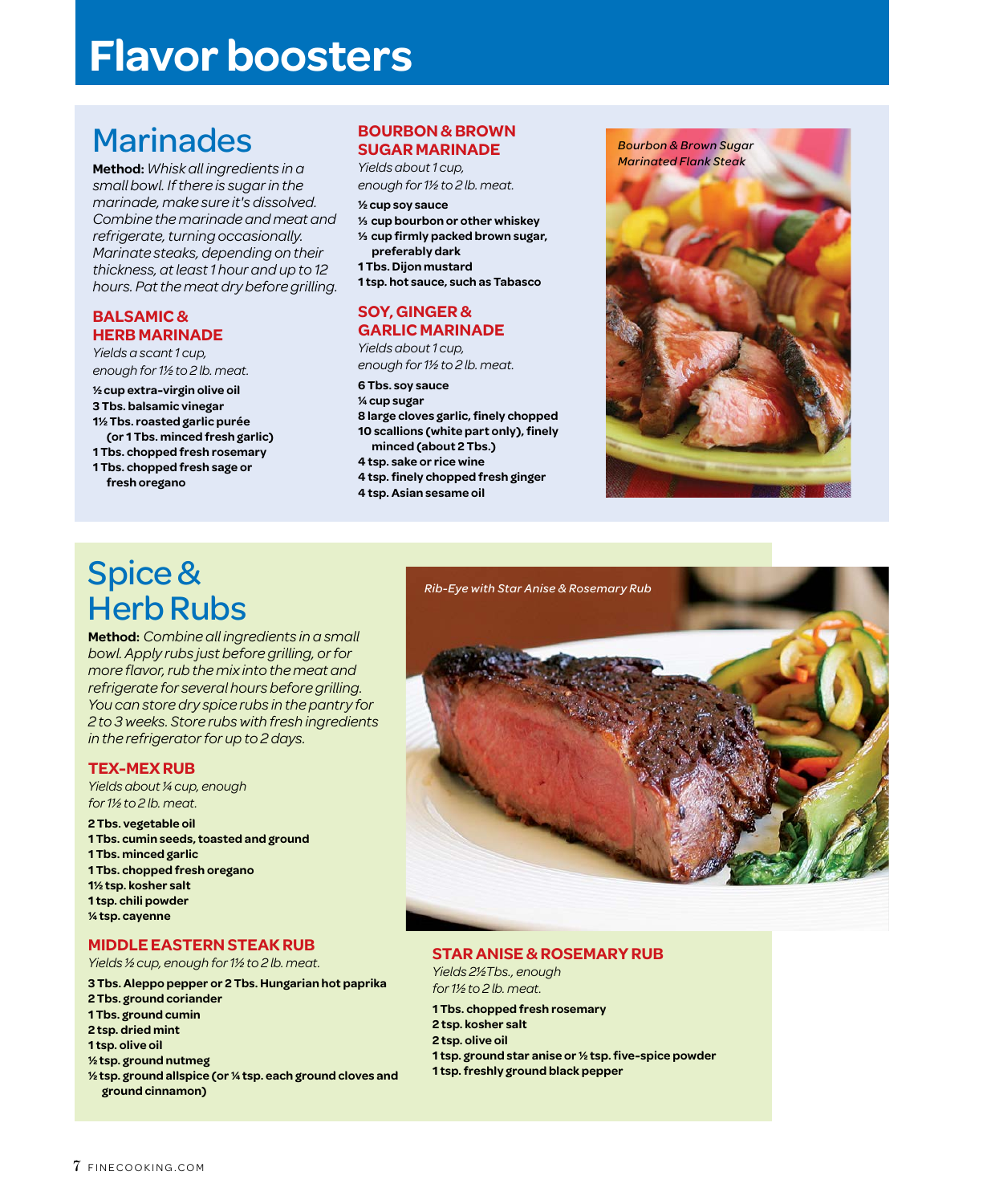# Flavor boosters

## Marinades

**Method:** *Whisk all ingredients in a small bowl. If there is sugar in the marinade, make sure it's dissolved. Combine the marinade and meat and refrigerate, turning occasionally. Marinate steaks, depending on their thickness, at least 1 hour and up to 12 hours. Pat the meat dry before grilling.*

### BALSAMIC & HERB MARINADE

*Yields a scant 1 cup, enough for 1½ to 2 lb. meat.*

**½ cup extra-virgin olive oil**
**3 Tbs. balsamic vinegar**
**1½ Tbs. roasted garlic purée (or 1 Tbs. minced fresh garlic)**
**1 Tbs. chopped fresh rosemary**
**1 Tbs. chopped fresh sage or fresh oregano**

### BOURBON & BROWN SUGAR MARINADE

*Yields about 1 cup, enough for 1½ to 2 lb. meat.*

**½ cup soy sauce**
**⅓ cup bourbon or other whiskey**
**⅓ cup firmly packed brown sugar, preferably dark**
**1 Tbs. Dijon mustard**
**1 tsp. hot sauce, such as Tabasco**

### SOY, GINGER & GARLIC MARINADE

*Yields about 1 cup, enough for 1½ to 2 lb. meat.*

**6 Tbs. soy sauce**
**¼ cup sugar**
**8 large cloves garlic, finely chopped**
**10 scallions (white part only), finely minced (about 2 Tbs.)**
**4 tsp. sake or rice wine**
**4 tsp. finely chopped fresh ginger**
**4 tsp. Asian sesame oil**

*Bourbon & Brown Sugar Marinated Flank Steak*

## Spice & Herb Rubs

**Method:** *Combine all ingredients in a small bowl. Apply rubs just before grilling, or for more flavor, rub the mix into the meat and refrigerate for several hours before grilling. You can store dry spice rubs in the pantry for 2 to 3 weeks. Store rubs with fresh ingredients in the refrigerator for up to 2 days.*

### TEX-MEX RUB

*Yields about ¼ cup, enough for 1½ to 2 lb. meat.*

**2 Tbs. vegetable oil**
**1 Tbs. cumin seeds, toasted and ground**
**1 Tbs. minced garlic**
**1 Tbs. chopped fresh oregano**
**1½ tsp. kosher salt**
**1 tsp. chili powder**
**¼ tsp. cayenne**

### MIDDLE EASTERN STEAK RUB

*Yields ½ cup, enough for 1½ to 2 lb. meat.*

**3 Tbs. Aleppo pepper or 2 Tbs. Hungarian hot paprika**
**2 Tbs. ground coriander**
**1 Tbs. ground cumin**
**2 tsp. dried mint**
**1 tsp. olive oil**
**½ tsp. ground nutmeg**
**½ tsp. ground allspice (or ¼ tsp. each ground cloves and ground cinnamon)**

*Rib-Eye with Star Anise & Rosemary Rub*

### STAR ANISE & ROSEMARY RUB

*Yields 2½ Tbs., enough for 1½ to 2 lb. meat.*

**1 Tbs. chopped fresh rosemary**
**2 tsp. kosher salt**
**2 tsp. olive oil**
**1 tsp. ground star anise or ½ tsp. five-spice powder**
**1 tsp. freshly ground black pepper**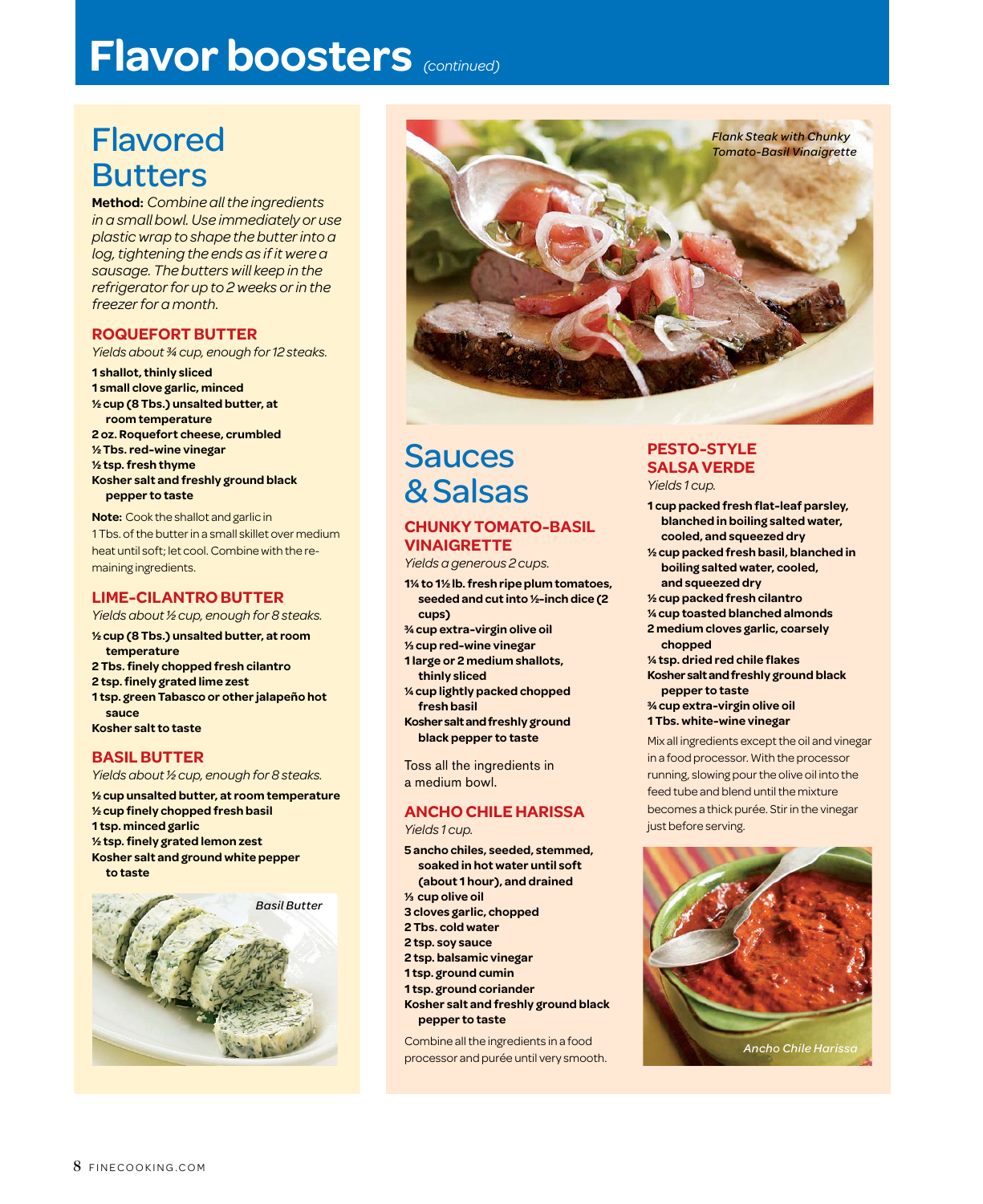# Flavor boosters *(continued)*

## Flavored Butters

**Method:** *Combine all the ingredients in a small bowl. Use immediately or use plastic wrap to shape the butter into a log, tightening the ends as if it were a sausage. The butters will keep in the refrigerator for up to 2 weeks or in the freezer for a month.*

### ROQUEFORT BUTTER

*Yields about ¾ cup, enough for 12 steaks.*

**1 shallot, thinly sliced**
**1 small clove garlic, minced**
**½ cup (8 Tbs.) unsalted butter, at room temperature**
**2 oz. Roquefort cheese, crumbled**
**½ Tbs. red-wine vinegar**
**½ tsp. fresh thyme**
**Kosher salt and freshly ground black pepper to taste**

**Note:** Cook the shallot and garlic in 1 Tbs. of the butter in a small skillet over medium heat until soft; let cool. Combine with the remaining ingredients.

### LIME-CILANTRO BUTTER

*Yields about ½ cup, enough for 8 steaks.*

**½ cup (8 Tbs.) unsalted butter, at room temperature**
**2 Tbs. finely chopped fresh cilantro**
**2 tsp. finely grated lime zest**
**1 tsp. green Tabasco or other jalapeño hot sauce**
**Kosher salt to taste**

### BASIL BUTTER

*Yields about ½ cup, enough for 8 steaks.*

**½ cup unsalted butter, at room temperature**
**½ cup finely chopped fresh basil**
**1 tsp. minced garlic**
**½ tsp. finely grated lemon zest**
**Kosher salt and ground white pepper to taste**

*Basil Butter*

*Flank Steak with Chunky Tomato-Basil Vinaigrette*

## Sauces & Salsas

### CHUNKY TOMATO-BASIL VINAIGRETTE

*Yields a generous 2 cups.*

**1¼ to 1½ lb. fresh ripe plum tomatoes, seeded and cut into ½-inch dice (2 cups)**
**¾ cup extra-virgin olive oil**
**⅓ cup red-wine vinegar**
**1 large or 2 medium shallots, thinly sliced**
**¼ cup lightly packed chopped fresh basil**
**Kosher salt and freshly ground black pepper to taste**

Toss all the ingredients in a medium bowl.

### ANCHO CHILE HARISSA

*Yields 1 cup.*

**5 ancho chiles, seeded, stemmed, soaked in hot water until soft (about 1 hour), and drained**
**⅓ cup olive oil**
**3 cloves garlic, chopped**
**2 Tbs. cold water**
**2 tsp. soy sauce**
**2 tsp. balsamic vinegar**
**1 tsp. ground cumin**
**1 tsp. ground coriander**
**Kosher salt and freshly ground black pepper to taste**

Combine all the ingredients in a food processor and purée until very smooth.

### PESTO-STYLE SALSA VERDE

*Yields 1 cup.*

**1 cup packed fresh flat-leaf parsley, blanched in boiling salted water, cooled, and squeezed dry**
**½ cup packed fresh basil, blanched in boiling salted water, cooled, and squeezed dry**
**½ cup packed fresh cilantro**
**¼ cup toasted blanched almonds**
**2 medium cloves garlic, coarsely chopped**
**¼ tsp. dried red chile flakes**
**Kosher salt and freshly ground black pepper to taste**
**¾ cup extra-virgin olive oil**
**1 Tbs. white-wine vinegar**

Mix all ingredients except the oil and vinegar in a food processor. With the processor running, slowing pour the olive oil into the feed tube and blend until the mixture becomes a thick purée. Stir in the vinegar just before serving.

*Ancho Chile Harissa*